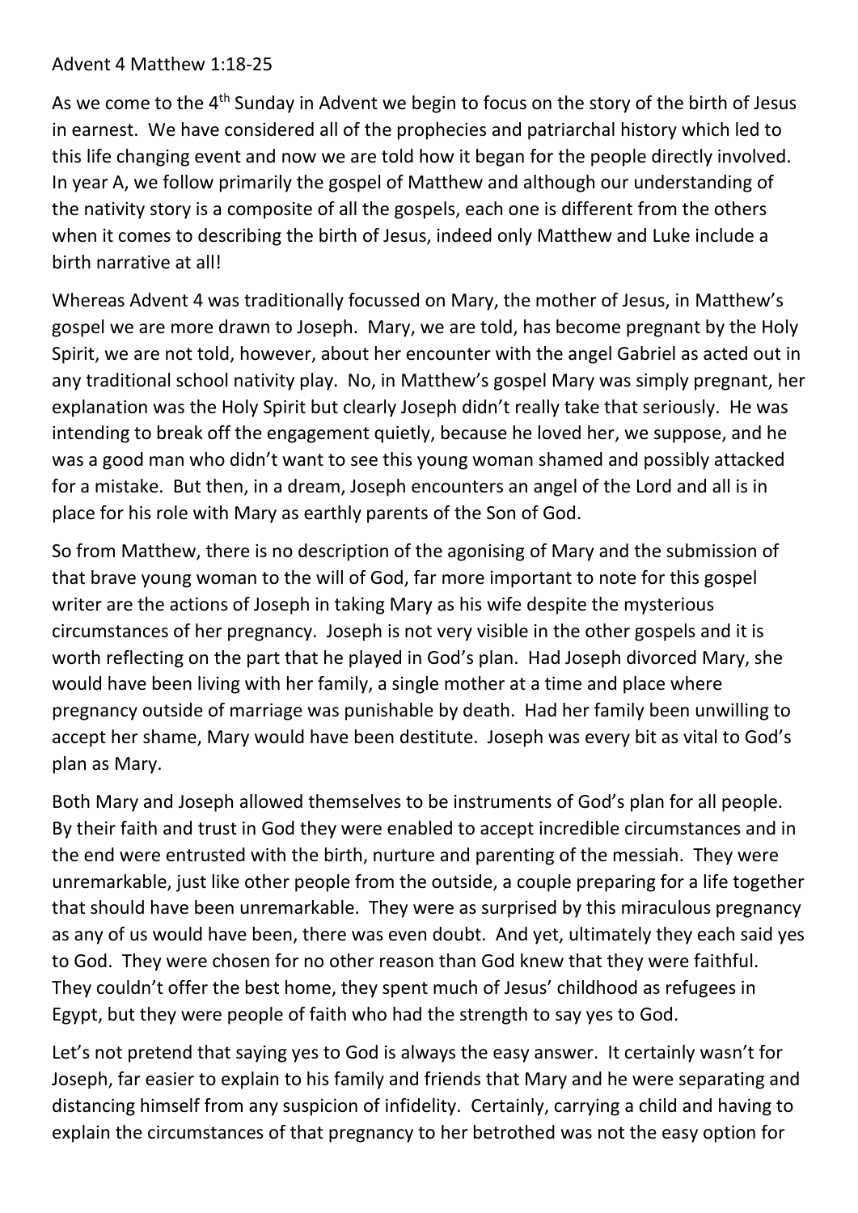Advent 4 Matthew 1:18-25

As we come to the 4th Sunday in Advent we begin to focus on the story of the birth of Jesus in earnest. We have considered all of the prophecies and patriarchal history which led to this life changing event and now we are told how it began for the people directly involved. In year A, we follow primarily the gospel of Matthew and although our understanding of the nativity story is a composite of all the gospels, each one is different from the others when it comes to describing the birth of Jesus, indeed only Matthew and Luke include a birth narrative at all!

Whereas Advent 4 was traditionally focussed on Mary, the mother of Jesus, in Matthew's gospel we are more drawn to Joseph. Mary, we are told, has become pregnant by the Holy Spirit, we are not told, however, about her encounter with the angel Gabriel as acted out in any traditional school nativity play. No, in Matthew's gospel Mary was simply pregnant, her explanation was the Holy Spirit but clearly Joseph didn't really take that seriously. He was intending to break off the engagement quietly, because he loved her, we suppose, and he was a good man who didn't want to see this young woman shamed and possibly attacked for a mistake. But then, in a dream, Joseph encounters an angel of the Lord and all is in place for his role with Mary as earthly parents of the Son of God.

So from Matthew, there is no description of the agonising of Mary and the submission of that brave young woman to the will of God, far more important to note for this gospel writer are the actions of Joseph in taking Mary as his wife despite the mysterious circumstances of her pregnancy. Joseph is not very visible in the other gospels and it is worth reflecting on the part that he played in God's plan. Had Joseph divorced Mary, she would have been living with her family, a single mother at a time and place where pregnancy outside of marriage was punishable by death. Had her family been unwilling to accept her shame, Mary would have been destitute. Joseph was every bit as vital to God's plan as Mary.

Both Mary and Joseph allowed themselves to be instruments of God's plan for all people. By their faith and trust in God they were enabled to accept incredible circumstances and in the end were entrusted with the birth, nurture and parenting of the messiah. They were unremarkable, just like other people from the outside, a couple preparing for a life together that should have been unremarkable. They were as surprised by this miraculous pregnancy as any of us would have been, there was even doubt. And yet, ultimately they each said yes to God. They were chosen for no other reason than God knew that they were faithful. They couldn't offer the best home, they spent much of Jesus' childhood as refugees in Egypt, but they were people of faith who had the strength to say yes to God.

Let's not pretend that saying yes to God is always the easy answer. It certainly wasn't for Joseph, far easier to explain to his family and friends that Mary and he were separating and distancing himself from any suspicion of infidelity. Certainly, carrying a child and having to explain the circumstances of that pregnancy to her betrothed was not the easy option for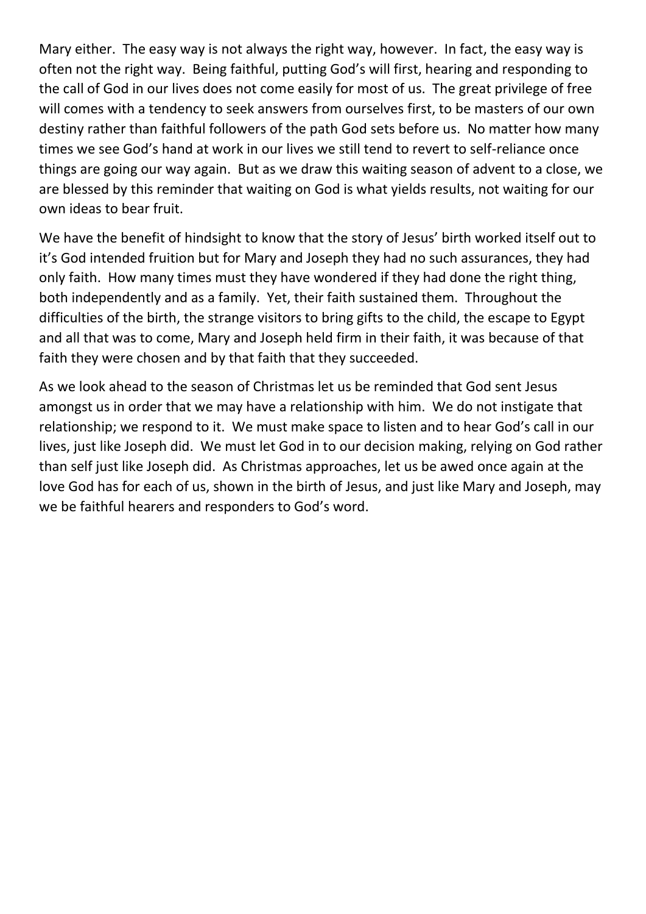Mary either. The easy way is not always the right way, however. In fact, the easy way is often not the right way. Being faithful, putting God's will first, hearing and responding to the call of God in our lives does not come easily for most of us. The great privilege of free will comes with a tendency to seek answers from ourselves first, to be masters of our own destiny rather than faithful followers of the path God sets before us. No matter how many times we see God's hand at work in our lives we still tend to revert to self-reliance once things are going our way again. But as we draw this waiting season of advent to a close, we are blessed by this reminder that waiting on God is what yields results, not waiting for our own ideas to bear fruit.

We have the benefit of hindsight to know that the story of Jesus' birth worked itself out to it's God intended fruition but for Mary and Joseph they had no such assurances, they had only faith. How many times must they have wondered if they had done the right thing, both independently and as a family. Yet, their faith sustained them. Throughout the difficulties of the birth, the strange visitors to bring gifts to the child, the escape to Egypt and all that was to come, Mary and Joseph held firm in their faith, it was because of that faith they were chosen and by that faith that they succeeded.

As we look ahead to the season of Christmas let us be reminded that God sent Jesus amongst us in order that we may have a relationship with him. We do not instigate that relationship; we respond to it. We must make space to listen and to hear God's call in our lives, just like Joseph did. We must let God in to our decision making, relying on God rather than self just like Joseph did. As Christmas approaches, let us be awed once again at the love God has for each of us, shown in the birth of Jesus, and just like Mary and Joseph, may we be faithful hearers and responders to God's word.